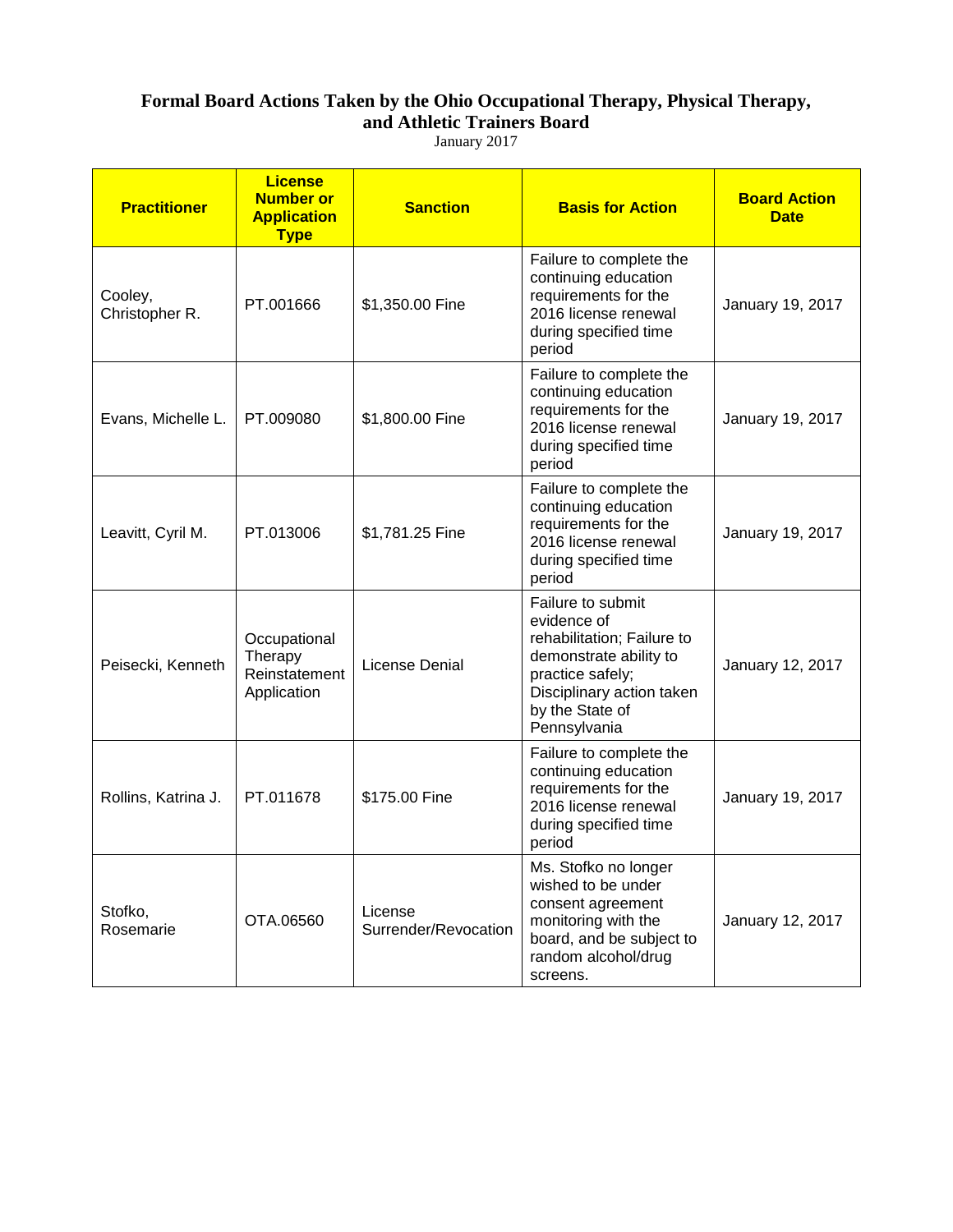# Formal Board Actions Taken by the Ohio Occupational Therapy, Physical Therapy, and Athletic Trainers Board

January 2017

| Practitioner | License Number or Application Type | Sanction | Basis for Action | Board Action Date |
|---|---|---|---|---|
| Cooley, Christopher R. | PT.001666 | $1,350.00 Fine | Failure to complete the continuing education requirements for the 2016 license renewal during specified time period | January 19, 2017 |
| Evans, Michelle L. | PT.009080 | $1,800.00 Fine | Failure to complete the continuing education requirements for the 2016 license renewal during specified time period | January 19, 2017 |
| Leavitt, Cyril M. | PT.013006 | $1,781.25 Fine | Failure to complete the continuing education requirements for the 2016 license renewal during specified time period | January 19, 2017 |
| Peisecki, Kenneth | Occupational Therapy Reinstatement Application | License Denial | Failure to submit evidence of rehabilitation; Failure to demonstrate ability to practice safely; Disciplinary action taken by the State of Pennsylvania | January 12, 2017 |
| Rollins, Katrina J. | PT.011678 | $175.00 Fine | Failure to complete the continuing education requirements for the 2016 license renewal during specified time period | January 19, 2017 |
| Stofko, Rosemarie | OTA.06560 | License Surrender/Revocation | Ms. Stofko no longer wished to be under consent agreement monitoring with the board, and be subject to random alcohol/drug screens. | January 12, 2017 |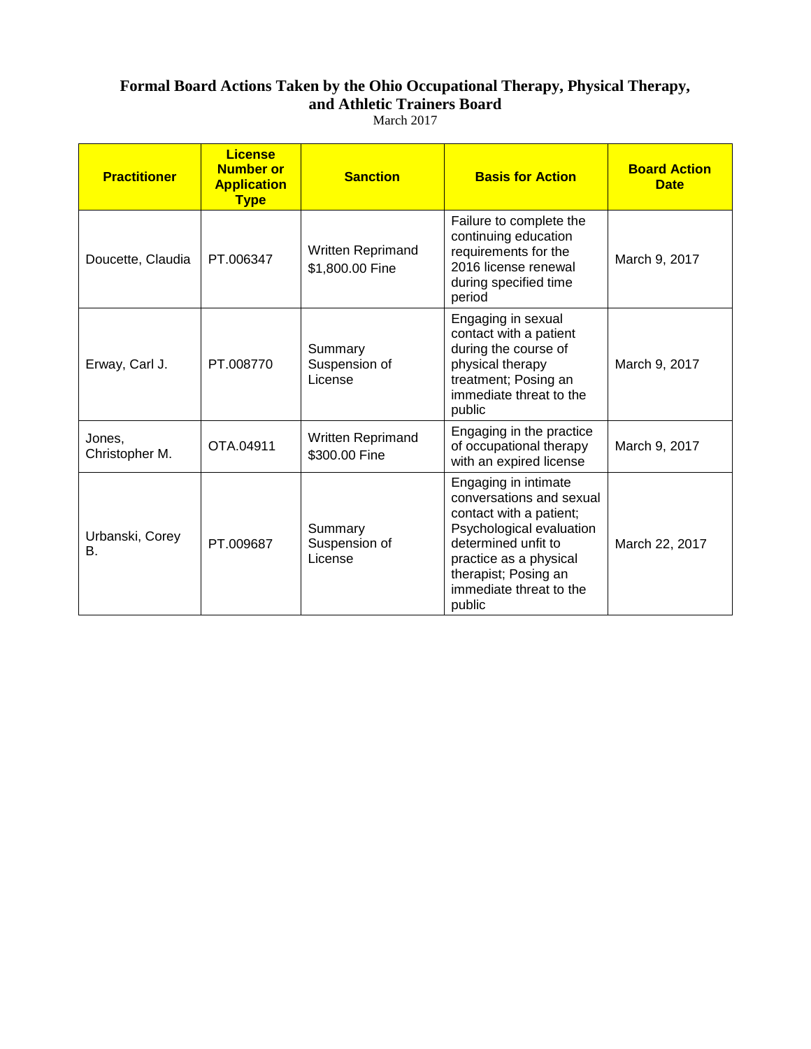# Formal Board Actions Taken by the Ohio Occupational Therapy, Physical Therapy, and Athletic Trainers Board

March 2017

| Practitioner | License Number or Application Type | Sanction | Basis for Action | Board Action Date |
|---|---|---|---|---|
| Doucette, Claudia | PT.006347 | Written Reprimand $1,800.00 Fine | Failure to complete the continuing education requirements for the 2016 license renewal during specified time period | March 9, 2017 |
| Erway, Carl J. | PT.008770 | Summary Suspension of License | Engaging in sexual contact with a patient during the course of physical therapy treatment; Posing an immediate threat to the public | March 9, 2017 |
| Jones, Christopher M. | OTA.04911 | Written Reprimand $300.00 Fine | Engaging in the practice of occupational therapy with an expired license | March 9, 2017 |
| Urbanski, Corey B. | PT.009687 | Summary Suspension of License | Engaging in intimate conversations and sexual contact with a patient; Psychological evaluation determined unfit to practice as a physical therapist; Posing an immediate threat to the public | March 22, 2017 |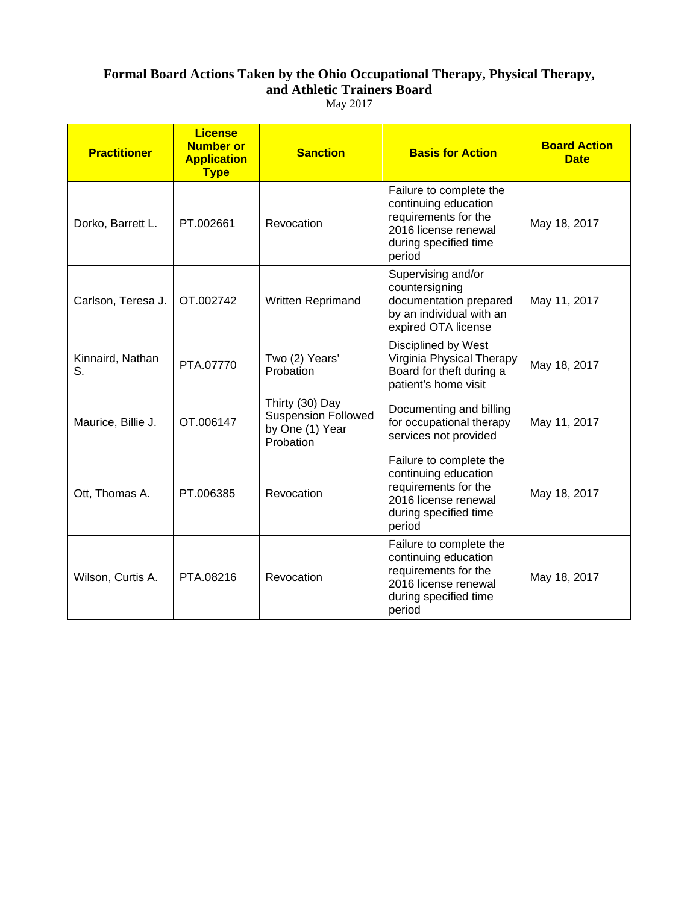**Formal Board Actions Taken by the Ohio Occupational Therapy, Physical Therapy, and Athletic Trainers Board**

May 2017

| Practitioner | License Number or Application Type | Sanction | Basis for Action | Board Action Date |
|---|---|---|---|---|
| Dorko, Barrett L. | PT.002661 | Revocation | Failure to complete the continuing education requirements for the 2016 license renewal during specified time period | May 18, 2017 |
| Carlson, Teresa J. | OT.002742 | Written Reprimand | Supervising and/or countersigning documentation prepared by an individual with an expired OTA license | May 11, 2017 |
| Kinnaird, Nathan S. | PTA.07770 | Two (2) Years' Probation | Disciplined by West Virginia Physical Therapy Board for theft during a patient's home visit | May 18, 2017 |
| Maurice, Billie J. | OT.006147 | Thirty (30) Day Suspension Followed by One (1) Year Probation | Documenting and billing for occupational therapy services not provided | May 11, 2017 |
| Ott, Thomas A. | PT.006385 | Revocation | Failure to complete the continuing education requirements for the 2016 license renewal during specified time period | May 18, 2017 |
| Wilson, Curtis A. | PTA.08216 | Revocation | Failure to complete the continuing education requirements for the 2016 license renewal during specified time period | May 18, 2017 |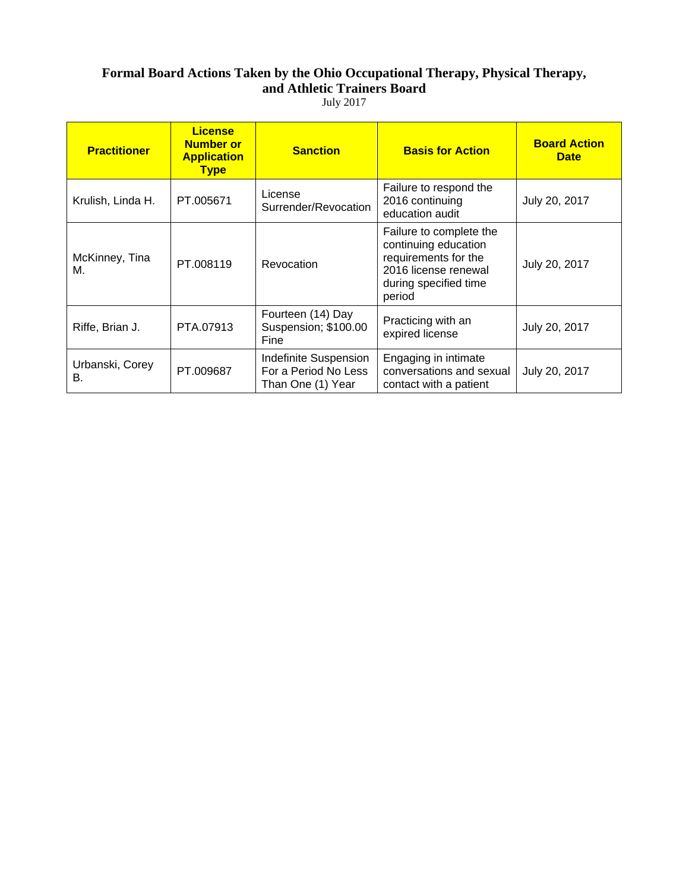# Formal Board Actions Taken by the Ohio Occupational Therapy, Physical Therapy, and Athletic Trainers Board

July 2017

| Practitioner | License Number or Application Type | Sanction | Basis for Action | Board Action Date |
|---|---|---|---|---|
| Krulish, Linda H. | PT.005671 | License Surrender/Revocation | Failure to respond the 2016 continuing education audit | July 20, 2017 |
| McKinney, Tina M. | PT.008119 | Revocation | Failure to complete the continuing education requirements for the 2016 license renewal during specified time period | July 20, 2017 |
| Riffe, Brian J. | PTA.07913 | Fourteen (14) Day Suspension; $100.00 Fine | Practicing with an expired license | July 20, 2017 |
| Urbanski, Corey B. | PT.009687 | Indefinite Suspension For a Period No Less Than One (1) Year | Engaging in intimate conversations and sexual contact with a patient | July 20, 2017 |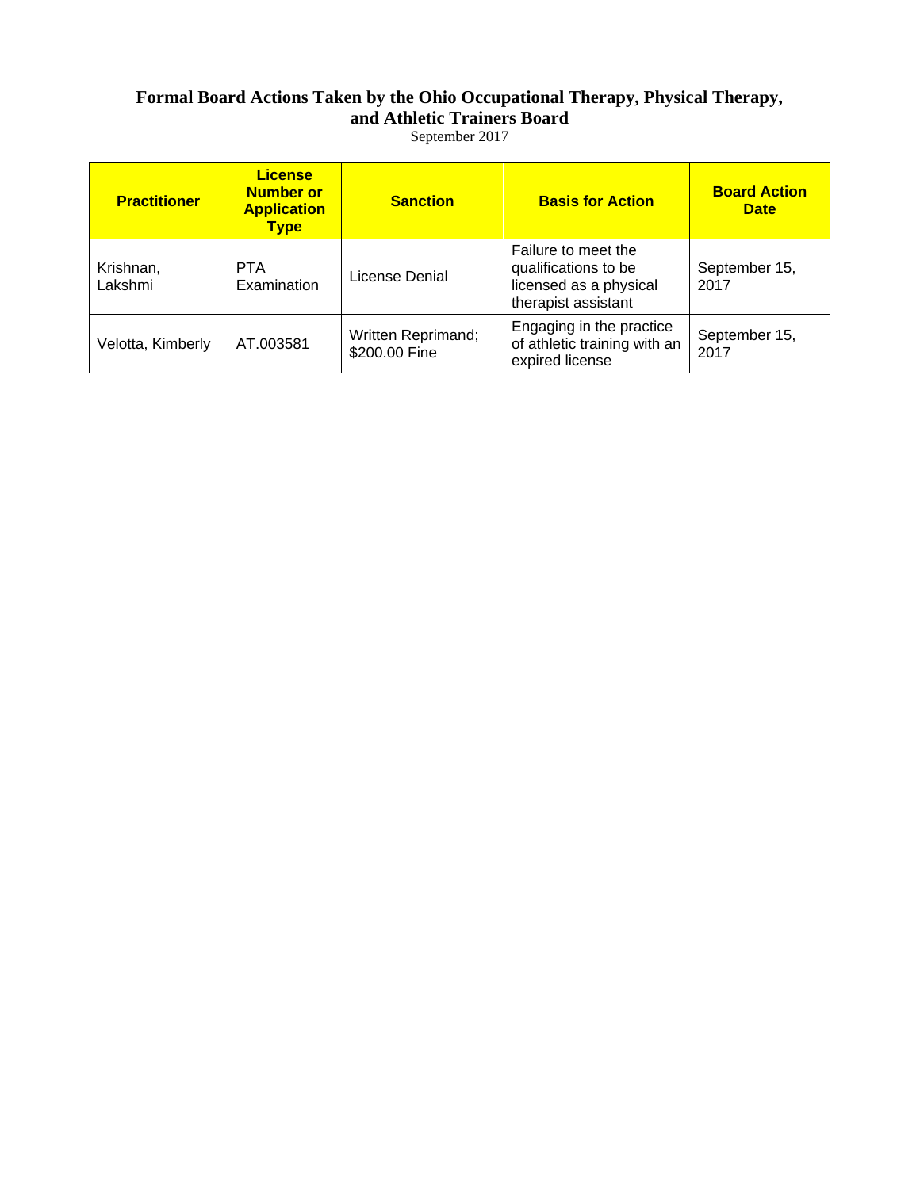**Formal Board Actions Taken by the Ohio Occupational Therapy, Physical Therapy, and Athletic Trainers Board**

September 2017

| Practitioner | License Number or Application Type | Sanction | Basis for Action | Board Action Date |
|---|---|---|---|---|
| Krishnan, Lakshmi | PTA Examination | License Denial | Failure to meet the qualifications to be licensed as a physical therapist assistant | September 15, 2017 |
| Velotta, Kimberly | AT.003581 | Written Reprimand; $200.00 Fine | Engaging in the practice of athletic training with an expired license | September 15, 2017 |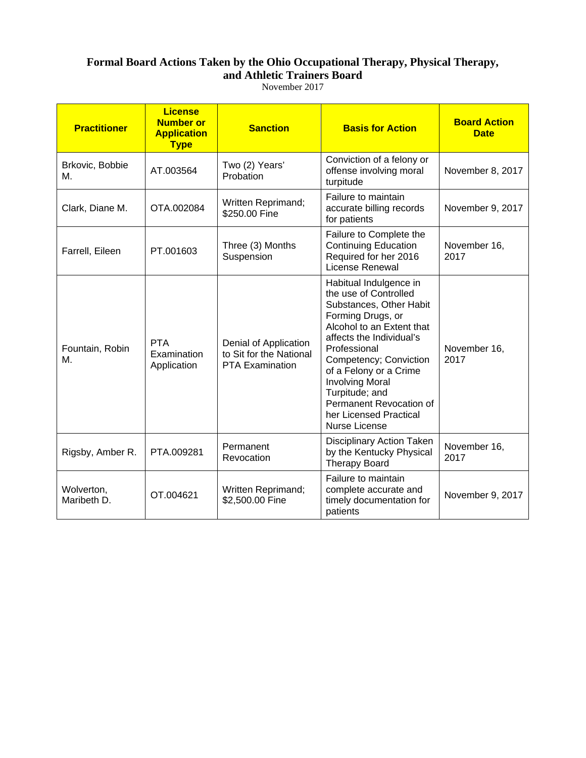# Formal Board Actions Taken by the Ohio Occupational Therapy, Physical Therapy, and Athletic Trainers Board

November 2017

| Practitioner | License Number or Application Type | Sanction | Basis for Action | Board Action Date |
|---|---|---|---|---|
| Brkovic, Bobbie M. | AT.003564 | Two (2) Years' Probation | Conviction of a felony or offense involving moral turpitude | November 8, 2017 |
| Clark, Diane M. | OTA.002084 | Written Reprimand; $250.00 Fine | Failure to maintain accurate billing records for patients | November 9, 2017 |
| Farrell, Eileen | PT.001603 | Three (3) Months Suspension | Failure to Complete the Continuing Education Required for her 2016 License Renewal | November 16, 2017 |
| Fountain, Robin M. | PTA Examination Application | Denial of Application to Sit for the National PTA Examination | Habitual Indulgence in the use of Controlled Substances, Other Habit Forming Drugs, or Alcohol to an Extent that affects the Individual's Professional Competency; Conviction of a Felony or a Crime Involving Moral Turpitude; and Permanent Revocation of her Licensed Practical Nurse License | November 16, 2017 |
| Rigsby, Amber R. | PTA.009281 | Permanent Revocation | Disciplinary Action Taken by the Kentucky Physical Therapy Board | November 16, 2017 |
| Wolverton, Maribeth D. | OT.004621 | Written Reprimand; $2,500.00 Fine | Failure to maintain complete accurate and timely documentation for patients | November 9, 2017 |